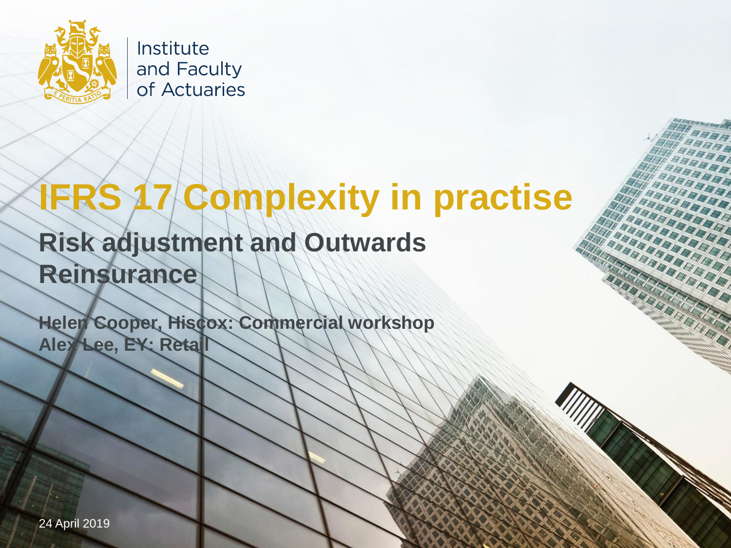Institute and Faculty of Actuaries

# IFRS 17 Complexity in practise

## Risk adjustment and Outwards Reinsurance

**Helen Cooper, Hiscox: Commercial workshop**
**Alex Lee, EY: Retail**

24 April 2019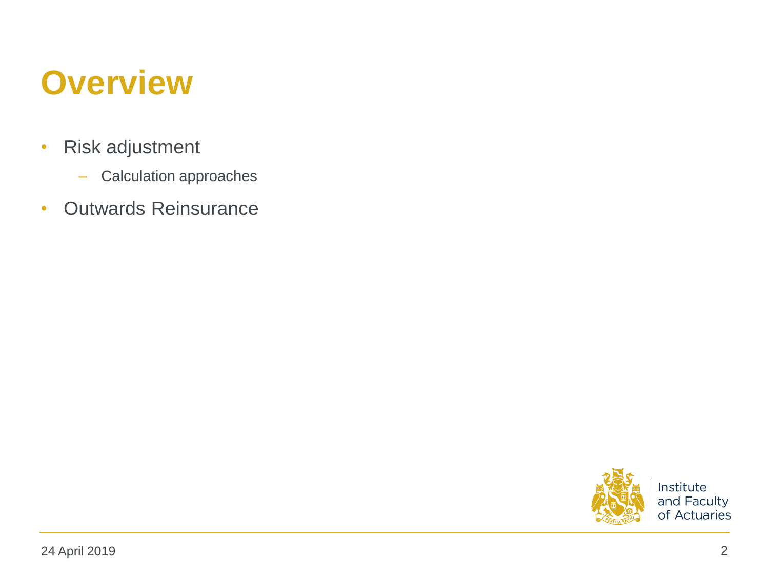# Overview

- Risk adjustment
  - Calculation approaches
- Outwards Reinsurance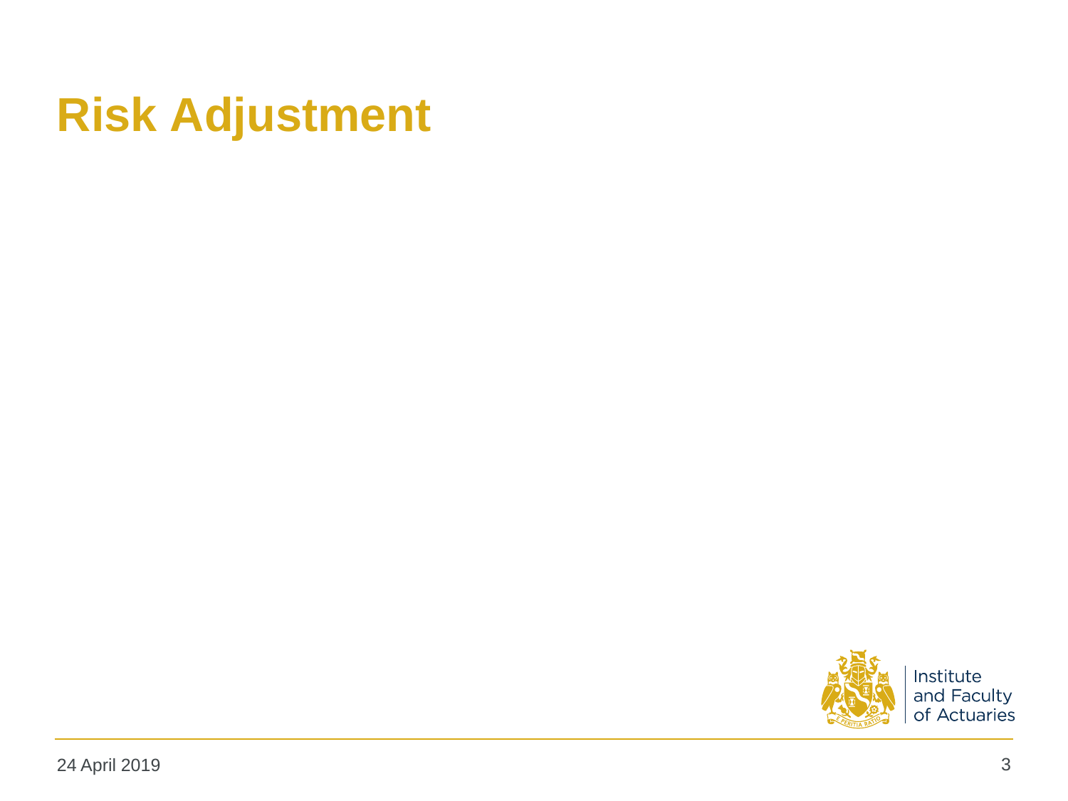# Risk Adjustment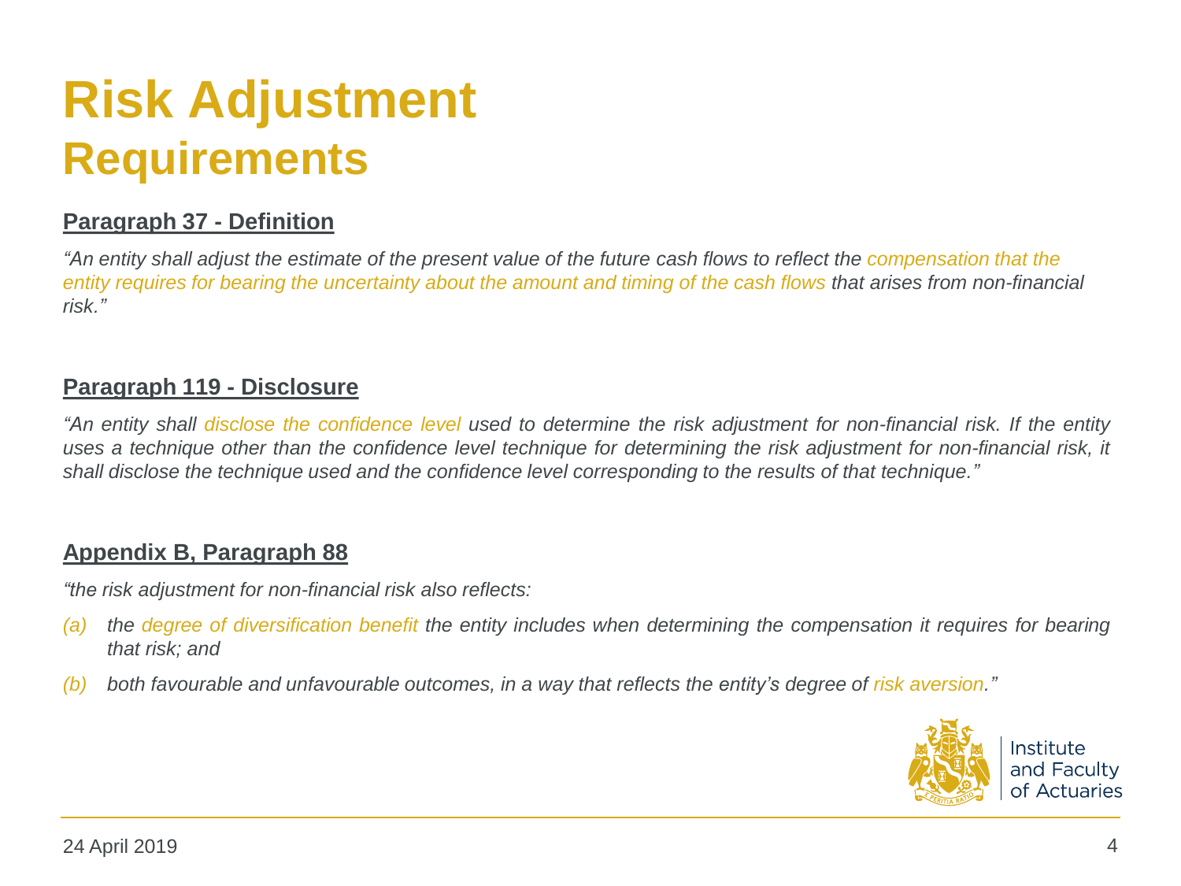# Risk Adjustment
## Requirements

**Paragraph 37 - Definition**

*"An entity shall adjust the estimate of the present value of the future cash flows to reflect the compensation that the entity requires for bearing the uncertainty about the amount and timing of the cash flows that arises from non-financial risk."*

**Paragraph 119 - Disclosure**

*"An entity shall disclose the confidence level used to determine the risk adjustment for non-financial risk. If the entity uses a technique other than the confidence level technique for determining the risk adjustment for non-financial risk, it shall disclose the technique used and the confidence level corresponding to the results of that technique."*

**Appendix B, Paragraph 88**

*"the risk adjustment for non-financial risk also reflects:*

*(a) the degree of diversification benefit the entity includes when determining the compensation it requires for bearing that risk; and*

*(b) both favourable and unfavourable outcomes, in a way that reflects the entity's degree of risk aversion."*

Institute and Faculty of Actuaries

24 April 2019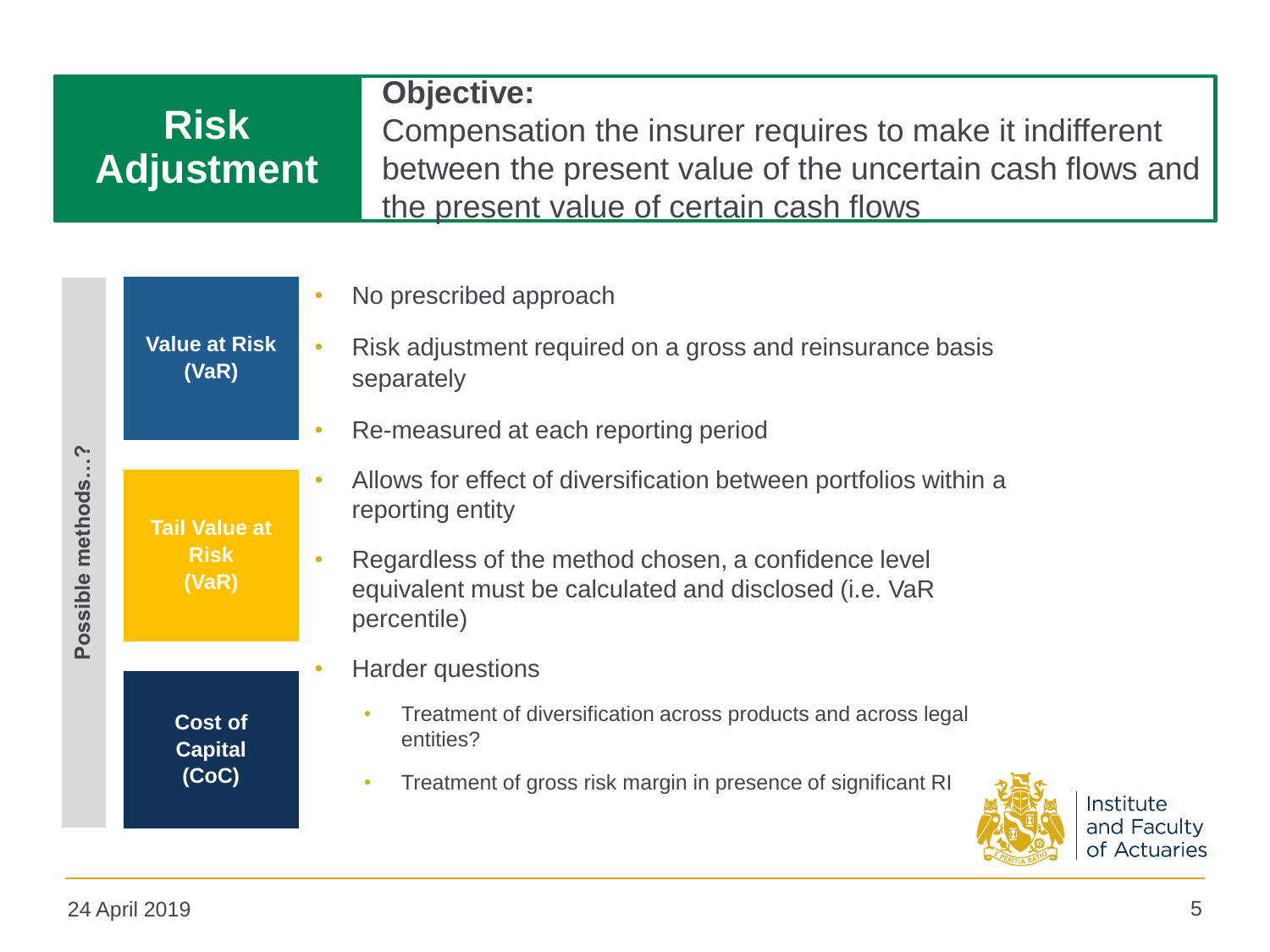# Risk Adjustment

**Objective:**
Compensation the insurer requires to make it indifferent between the present value of the uncertain cash flows and the present value of certain cash flows

**Possible methods…?**

- **Value at Risk (VaR)**
- **Tail Value at Risk (VaR)**
- **Cost of Capital (CoC)**

- No prescribed approach
- Risk adjustment required on a gross and reinsurance basis separately
- Re-measured at each reporting period
- Allows for effect of diversification between portfolios within a reporting entity
- Regardless of the method chosen, a confidence level equivalent must be calculated and disclosed (i.e. VaR percentile)
- Harder questions
  - Treatment of diversification across products and across legal entities?
  - Treatment of gross risk margin in presence of significant RI

24 April 2019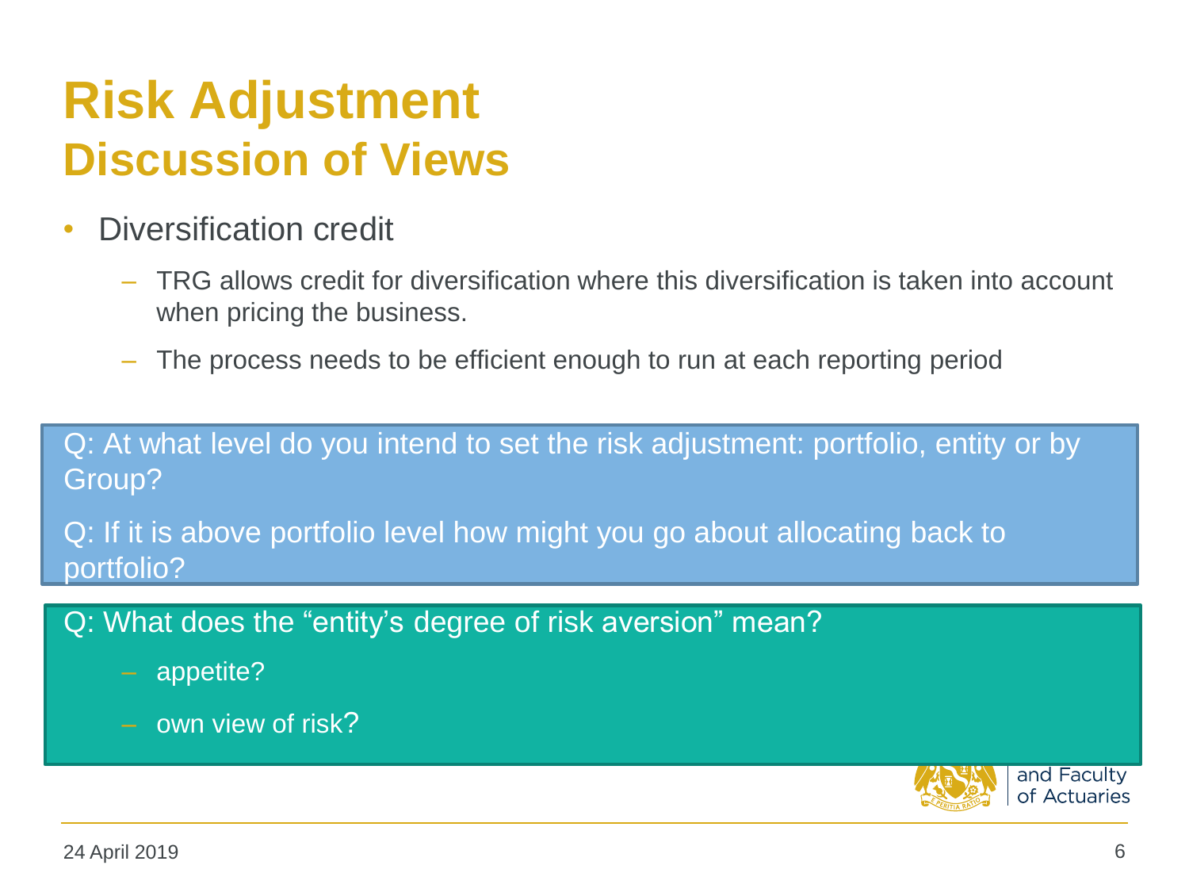# Risk Adjustment

## Discussion of Views

- Diversification credit
  - TRG allows credit for diversification where this diversification is taken into account when pricing the business.
  - The process needs to be efficient enough to run at each reporting period

Q: At what level do you intend to set the risk adjustment: portfolio, entity or by Group?

Q: If it is above portfolio level how might you go about allocating back to portfolio?

Q: What does the "entity's degree of risk aversion" mean?

- appetite?
- own view of risk?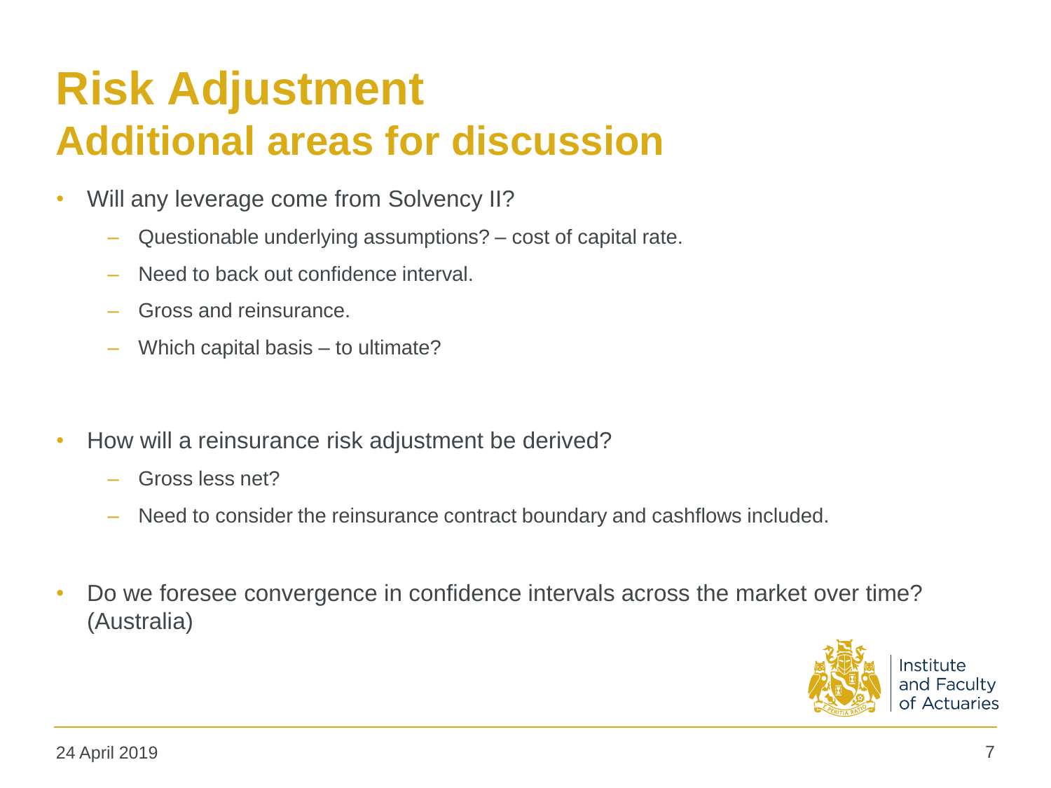# Risk Adjustment
## Additional areas for discussion

- Will any leverage come from Solvency II?
  - Questionable underlying assumptions? – cost of capital rate.
  - Need to back out confidence interval.
  - Gross and reinsurance.
  - Which capital basis – to ultimate?

- How will a reinsurance risk adjustment be derived?
  - Gross less net?
  - Need to consider the reinsurance contract boundary and cashflows included.

- Do we foresee convergence in confidence intervals across the market over time? (Australia)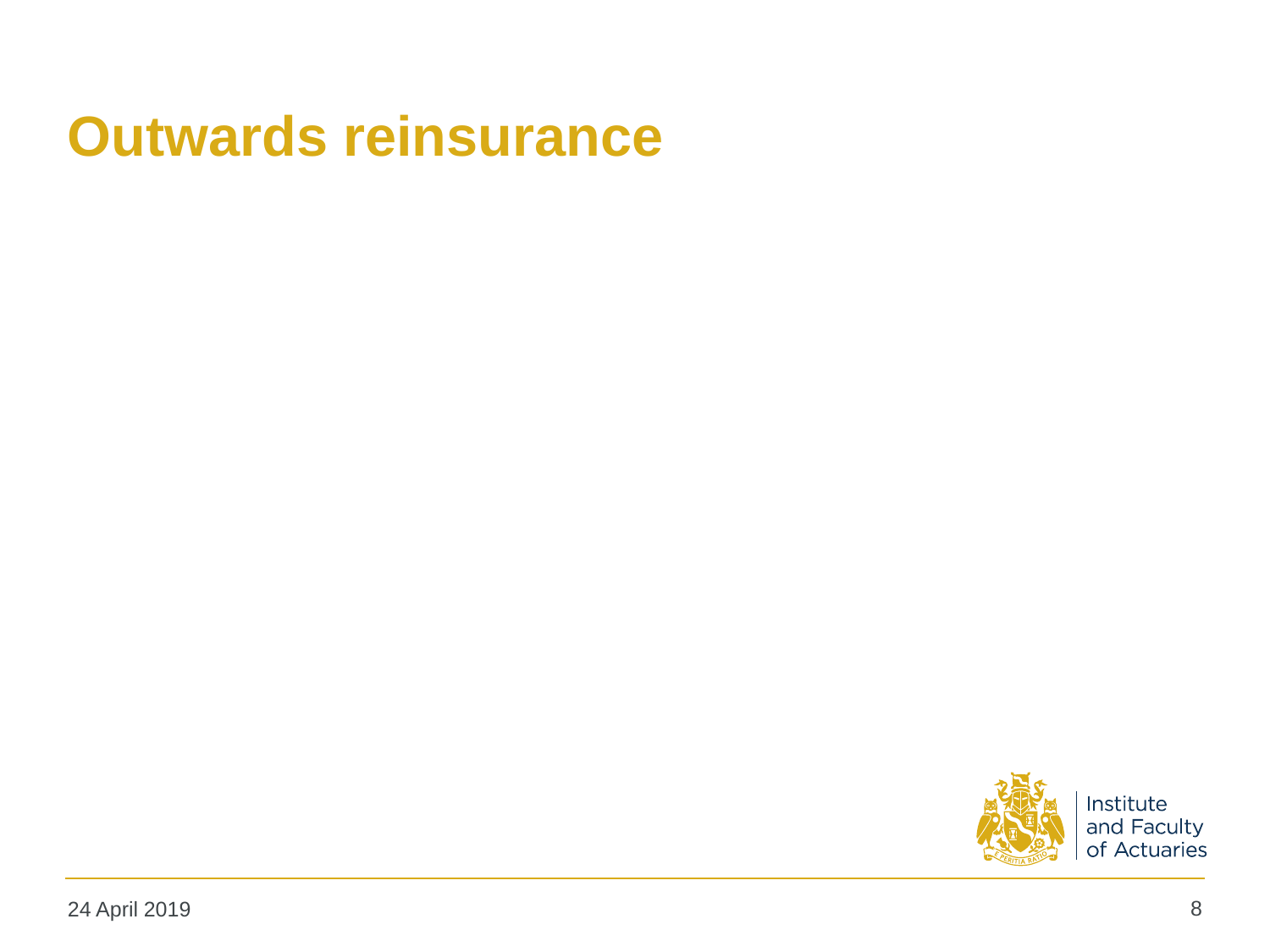# Outwards reinsurance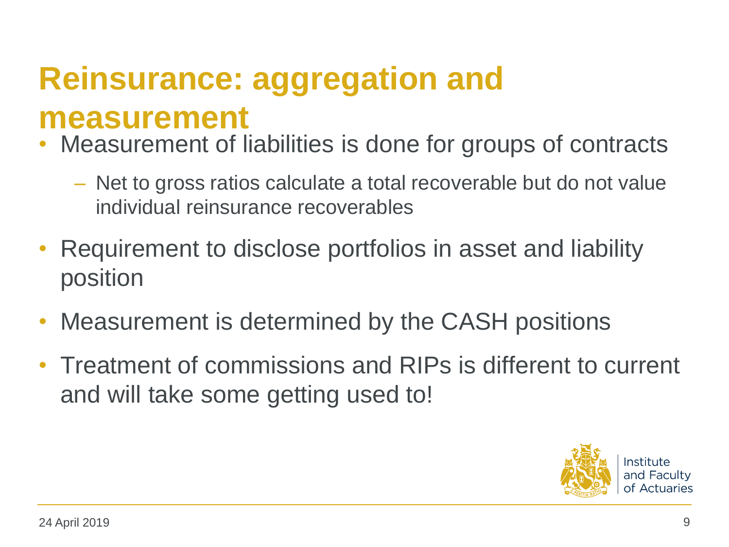# Reinsurance: aggregation and measurement

- Measurement of liabilities is done for groups of contracts
  - Net to gross ratios calculate a total recoverable but do not value individual reinsurance recoverables
- Requirement to disclose portfolios in asset and liability position
- Measurement is determined by the CASH positions
- Treatment of commissions and RIPs is different to current and will take some getting used to!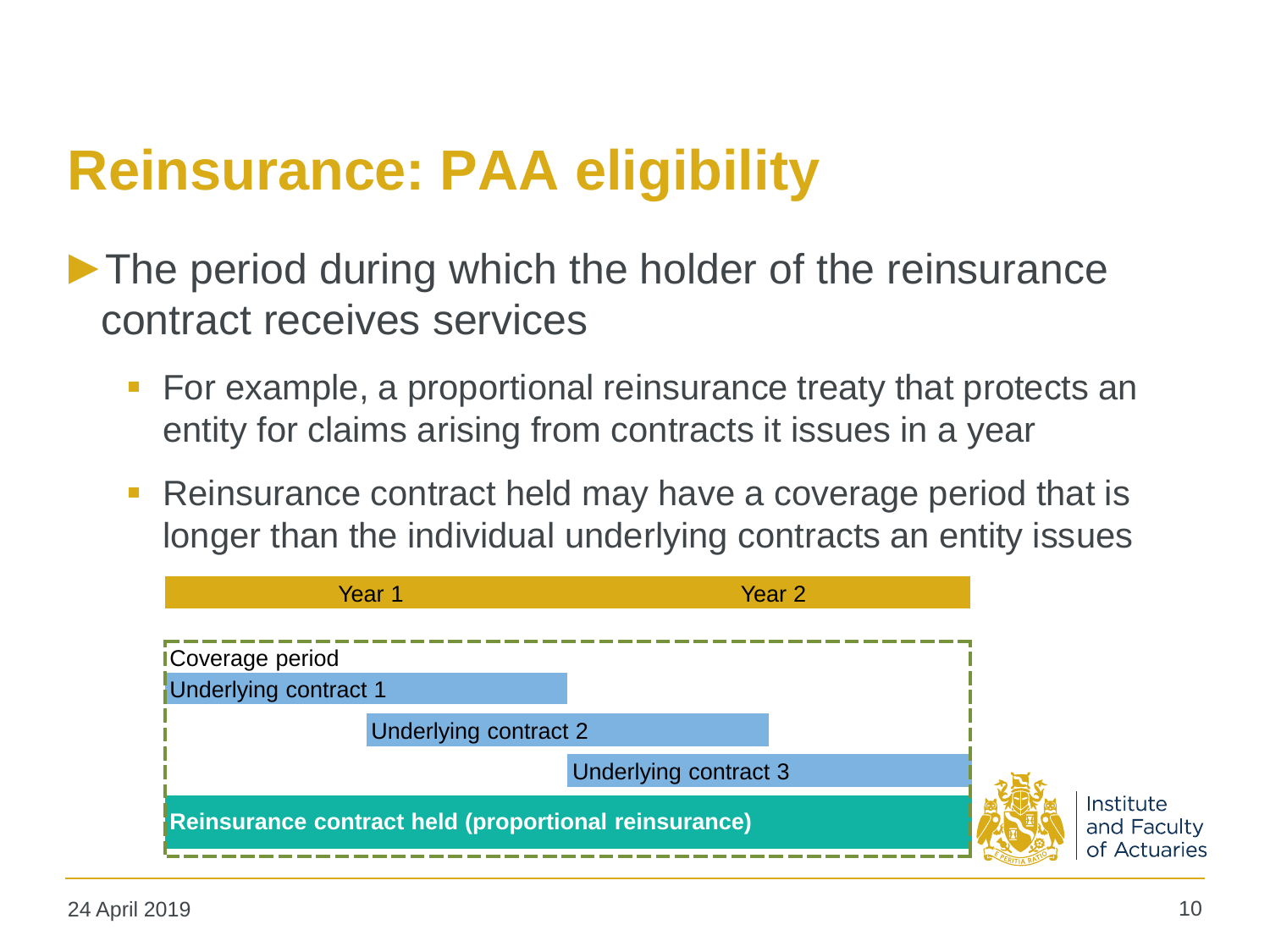# Reinsurance: PAA eligibility

- The period during which the holder of the reinsurance contract receives services
  - For example, a proportional reinsurance treaty that protects an entity for claims arising from contracts it issues in a year
  - Reinsurance contract held may have a coverage period that is longer than the individual underlying contracts an entity issues

Year 1 | Year 2

Coverage period

Underlying contract 1

Underlying contract 2

Underlying contract 3

**Reinsurance contract held (proportional reinsurance)**

24 April 2019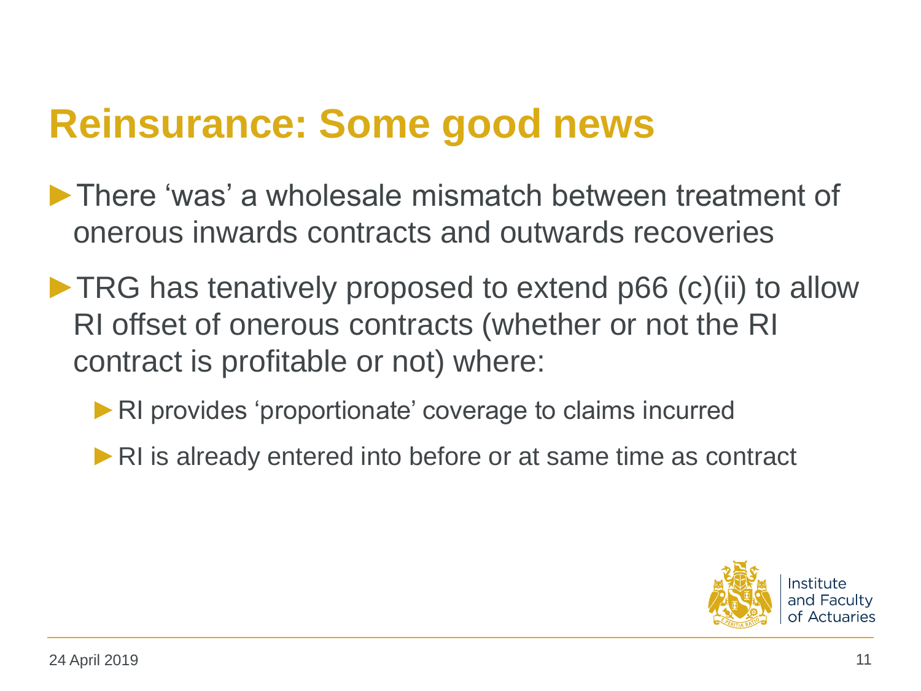# Reinsurance: Some good news

- There 'was' a wholesale mismatch between treatment of onerous inwards contracts and outwards recoveries
- TRG has tenatively proposed to extend p66 (c)(ii) to allow RI offset of onerous contracts (whether or not the RI contract is profitable or not) where:
  - RI provides 'proportionate' coverage to claims incurred
  - RI is already entered into before or at same time as contract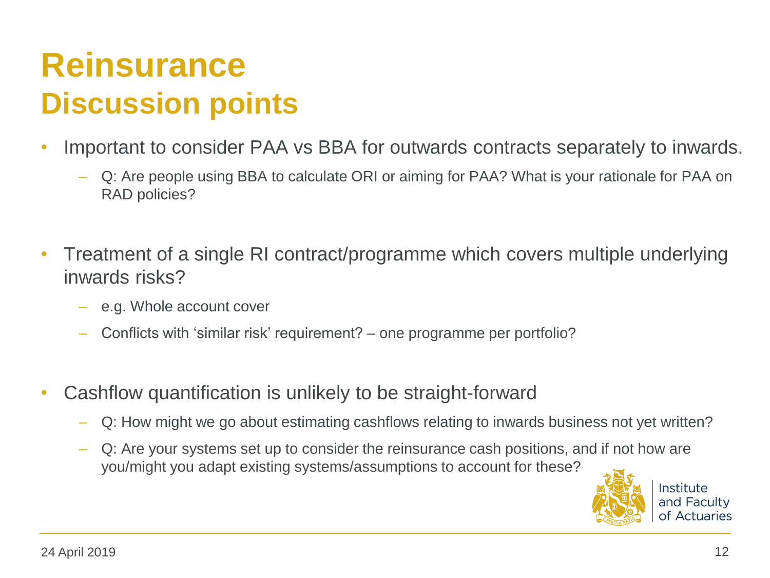# Reinsurance
## Discussion points

- Important to consider PAA vs BBA for outwards contracts separately to inwards.
  - Q: Are people using BBA to calculate ORI or aiming for PAA? What is your rationale for PAA on RAD policies?

- Treatment of a single RI contract/programme which covers multiple underlying inwards risks?
  - e.g. Whole account cover
  - Conflicts with 'similar risk' requirement? – one programme per portfolio?

- Cashflow quantification is unlikely to be straight-forward
  - Q: How might we go about estimating cashflows relating to inwards business not yet written?
  - Q: Are your systems set up to consider the reinsurance cash positions, and if not how are you/might you adapt existing systems/assumptions to account for these?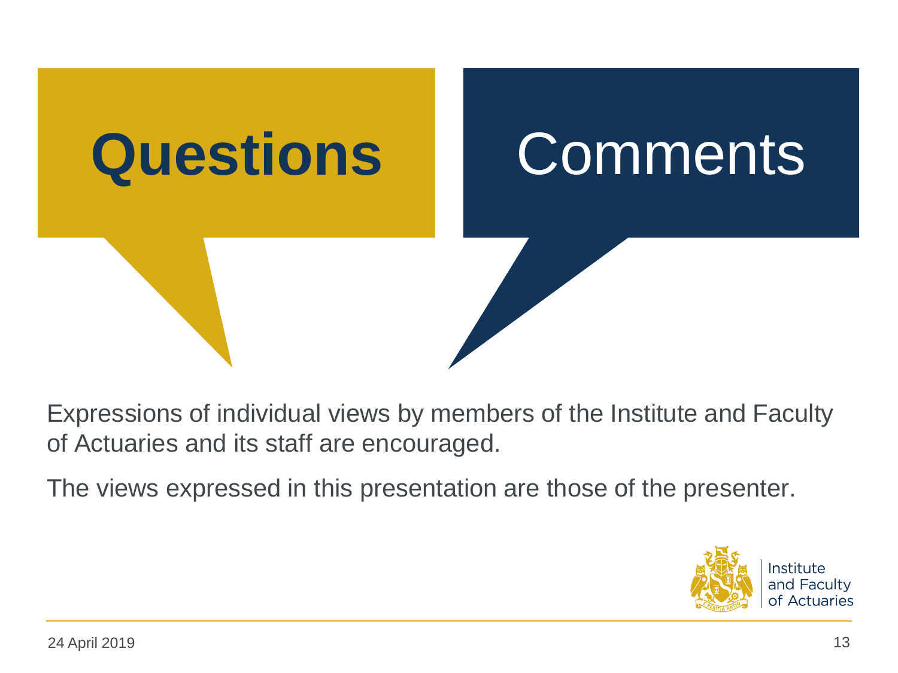# Questions

# Comments

Expressions of individual views by members of the Institute and Faculty of Actuaries and its staff are encouraged.

The views expressed in this presentation are those of the presenter.

Institute and Faculty of Actuaries

24 April 2019